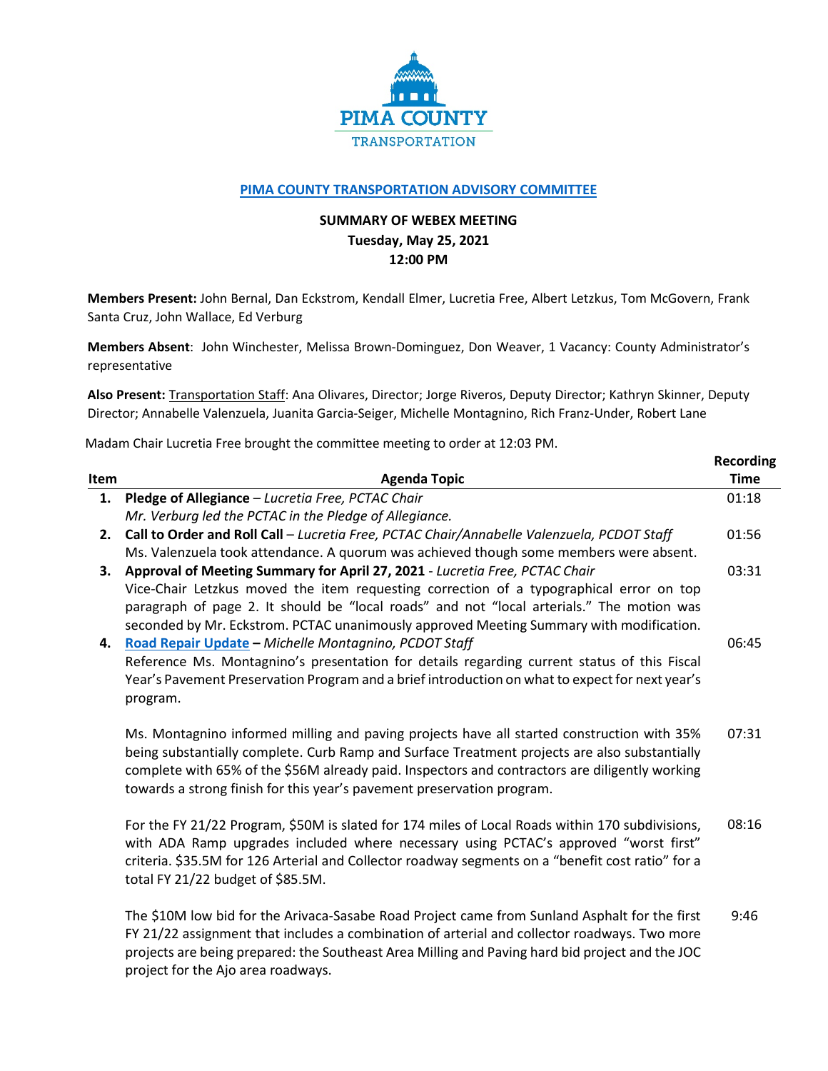**PIMA COUNTY TRANSPORTATION**

## PIMA COUNTY TRANSPORTATION ADVISORY COMMITTEE

### SUMMARY OF WEBEX MEETING
### Tuesday, May 25, 2021
### 12:00 PM

**Members Present:** John Bernal, Dan Eckstrom, Kendall Elmer, Lucretia Free, Albert Letzkus, Tom McGovern, Frank Santa Cruz, John Wallace, Ed Verburg

**Members Absent**: John Winchester, Melissa Brown-Dominguez, Don Weaver, 1 Vacancy: County Administrator's representative

**Also Present:** Transportation Staff: Ana Olivares, Director; Jorge Riveros, Deputy Director; Kathryn Skinner, Deputy Director; Annabelle Valenzuela, Juanita Garcia-Seiger, Michelle Montagnino, Rich Franz-Under, Robert Lane

Madam Chair Lucretia Free brought the committee meeting to order at 12:03 PM.

| Item | Agenda Topic | Recording Time |
|---|---|---|
| **1.** | **Pledge of Allegiance** – *Lucretia Free, PCTAC Chair*<br>*Mr. Verburg led the PCTAC in the Pledge of Allegiance.* | 01:18 |
| **2.** | **Call to Order and Roll Call** – *Lucretia Free, PCTAC Chair/Annabelle Valenzuela, PCDOT Staff*<br>Ms. Valenzuela took attendance. A quorum was achieved though some members were absent. | 01:56 |
| **3.** | **Approval of Meeting Summary for April 27, 2021** - *Lucretia Free, PCTAC Chair*<br>Vice-Chair Letzkus moved the item requesting correction of a typographical error on top paragraph of page 2. It should be "local roads" and not "local arterials." The motion was seconded by Mr. Eckstrom. PCTAC unanimously approved Meeting Summary with modification. | 03:31 |
| **4.** | **Road Repair Update** – *Michelle Montagnino, PCDOT Staff*<br>Reference Ms. Montagnino's presentation for details regarding current status of this Fiscal Year's Pavement Preservation Program and a brief introduction on what to expect for next year's program. | 06:45 |
| | Ms. Montagnino informed milling and paving projects have all started construction with 35% being substantially complete. Curb Ramp and Surface Treatment projects are also substantially complete with 65% of the $56M already paid. Inspectors and contractors are diligently working towards a strong finish for this year's pavement preservation program. | 07:31 |
| | For the FY 21/22 Program, $50M is slated for 174 miles of Local Roads within 170 subdivisions, with ADA Ramp upgrades included where necessary using PCTAC's approved "worst first" criteria. $35.5M for 126 Arterial and Collector roadway segments on a "benefit cost ratio" for a total FY 21/22 budget of $85.5M. | 08:16 |
| | The $10M low bid for the Arivaca-Sasabe Road Project came from Sunland Asphalt for the first FY 21/22 assignment that includes a combination of arterial and collector roadways. Two more projects are being prepared: the Southeast Area Milling and Paving hard bid project and the JOC project for the Ajo area roadways. | 9:46 |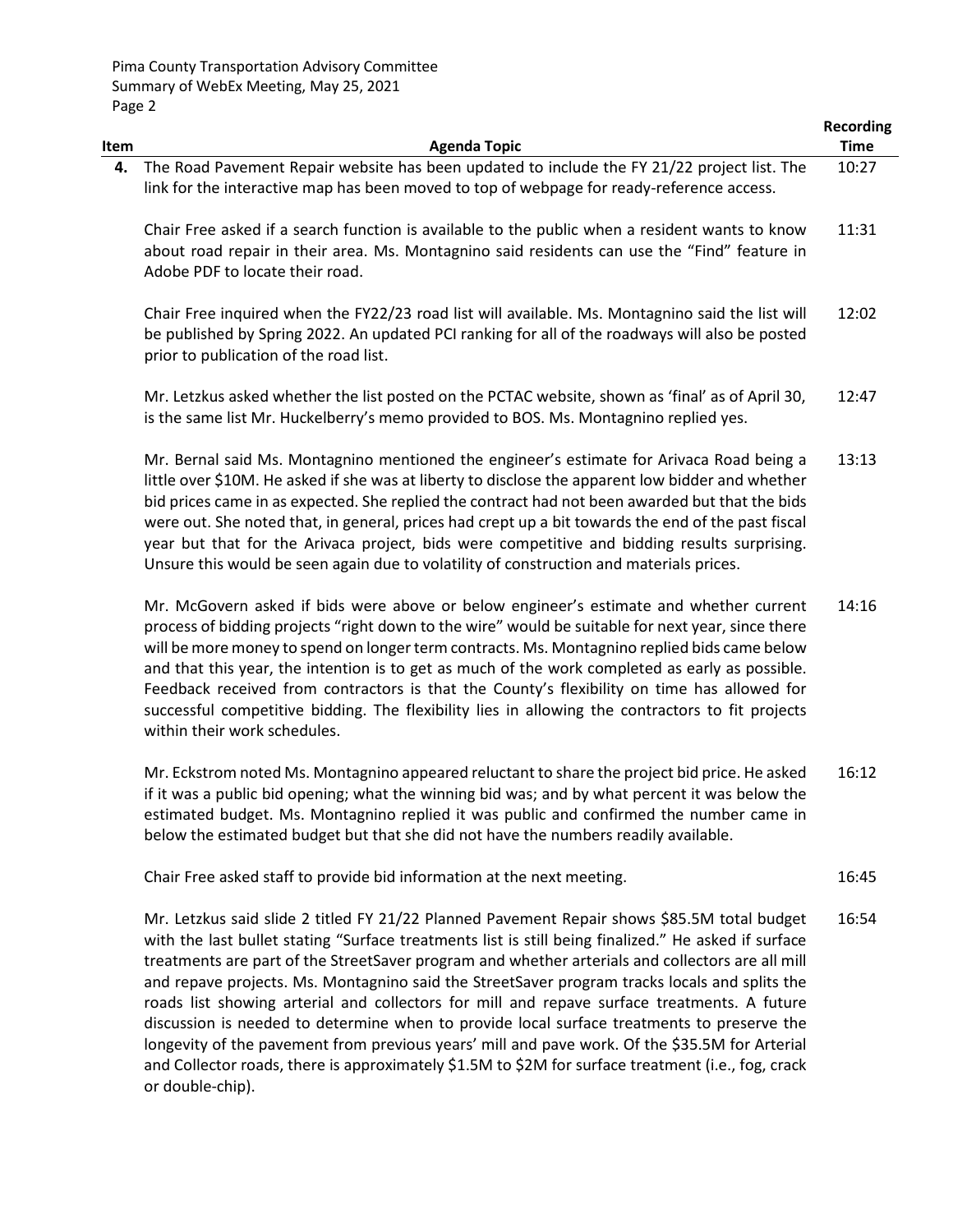| Item | Agenda Topic | Recording Time |
|---|---|---|
| 4. | The Road Pavement Repair website has been updated to include the FY 21/22 project list. The link for the interactive map has been moved to top of webpage for ready-reference access. | 10:27 |
| | Chair Free asked if a search function is available to the public when a resident wants to know about road repair in their area. Ms. Montagnino said residents can use the "Find" feature in Adobe PDF to locate their road. | 11:31 |
| | Chair Free inquired when the FY22/23 road list will available. Ms. Montagnino said the list will be published by Spring 2022. An updated PCI ranking for all of the roadways will also be posted prior to publication of the road list. | 12:02 |
| | Mr. Letzkus asked whether the list posted on the PCTAC website, shown as 'final' as of April 30, is the same list Mr. Huckelberry's memo provided to BOS. Ms. Montagnino replied yes. | 12:47 |
| | Mr. Bernal said Ms. Montagnino mentioned the engineer's estimate for Arivaca Road being a little over \$10M. He asked if she was at liberty to disclose the apparent low bidder and whether bid prices came in as expected. She replied the contract had not been awarded but that the bids were out. She noted that, in general, prices had crept up a bit towards the end of the past fiscal year but that for the Arivaca project, bids were competitive and bidding results surprising. Unsure this would be seen again due to volatility of construction and materials prices. | 13:13 |
| | Mr. McGovern asked if bids were above or below engineer's estimate and whether current process of bidding projects "right down to the wire" would be suitable for next year, since there will be more money to spend on longer term contracts. Ms. Montagnino replied bids came below and that this year, the intention is to get as much of the work completed as early as possible. Feedback received from contractors is that the County's flexibility on time has allowed for successful competitive bidding. The flexibility lies in allowing the contractors to fit projects within their work schedules. | 14:16 |
| | Mr. Eckstrom noted Ms. Montagnino appeared reluctant to share the project bid price. He asked if it was a public bid opening; what the winning bid was; and by what percent it was below the estimated budget. Ms. Montagnino replied it was public and confirmed the number came in below the estimated budget but that she did not have the numbers readily available. | 16:12 |
| | Chair Free asked staff to provide bid information at the next meeting. | 16:45 |
| | Mr. Letzkus said slide 2 titled FY 21/22 Planned Pavement Repair shows \$85.5M total budget with the last bullet stating "Surface treatments list is still being finalized." He asked if surface treatments are part of the StreetSaver program and whether arterials and collectors are all mill and repave projects. Ms. Montagnino said the StreetSaver program tracks locals and splits the roads list showing arterial and collectors for mill and repave surface treatments. A future discussion is needed to determine when to provide local surface treatments to preserve the longevity of the pavement from previous years' mill and pave work. Of the \$35.5M for Arterial and Collector roads, there is approximately \$1.5M to \$2M for surface treatment (i.e., fog, crack or double-chip). | 16:54 |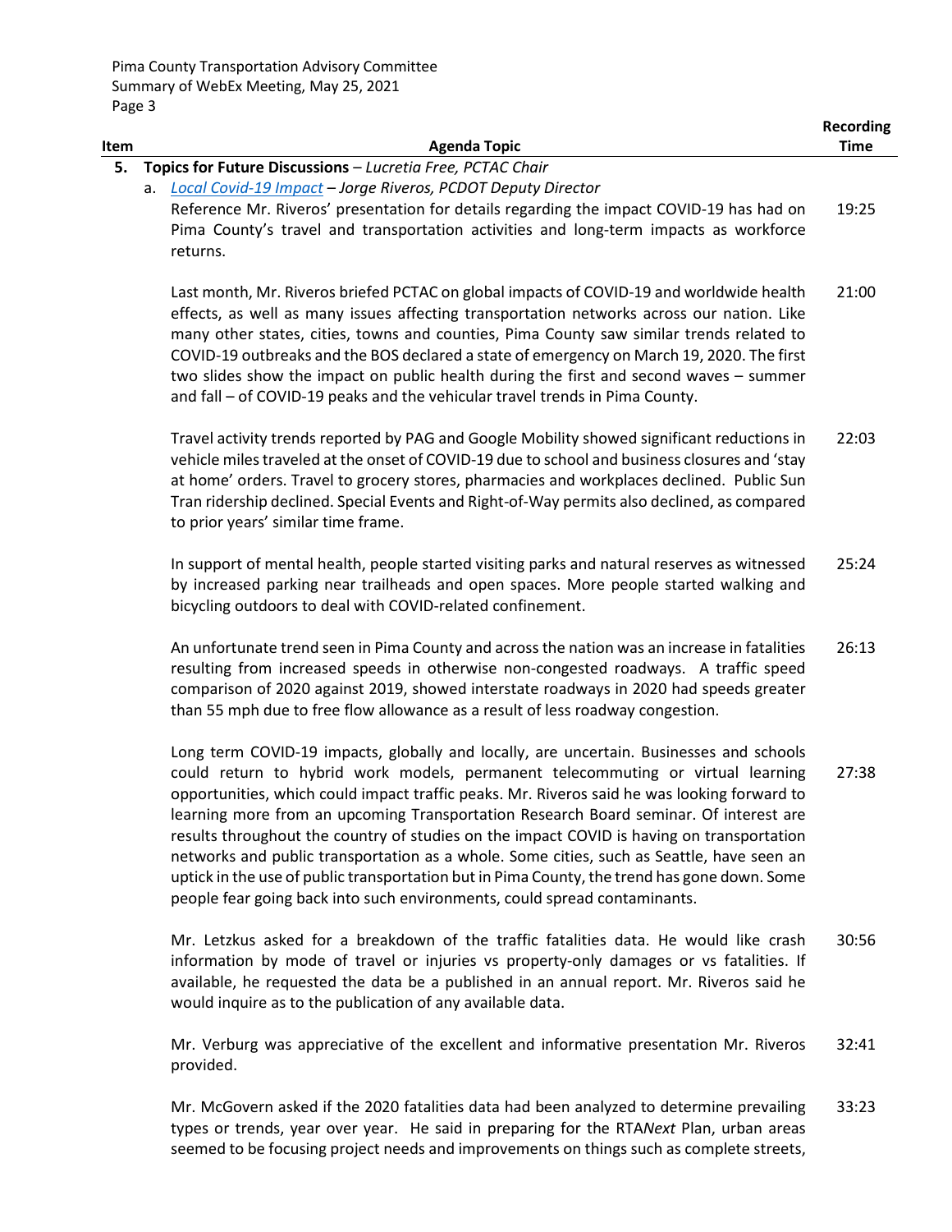| Item | Agenda Topic | Recording Time |
|---|---|---|
| **5.** | **Topics for Future Discussions** – *Lucretia Free, PCTAC Chair* | |
| | a. *Local Covid-19 Impact – Jorge Riveros, PCDOT Deputy Director* | |
| | Reference Mr. Riveros' presentation for details regarding the impact COVID-19 has had on Pima County's travel and transportation activities and long-term impacts as workforce returns. | 19:25 |
| | Last month, Mr. Riveros briefed PCTAC on global impacts of COVID-19 and worldwide health effects, as well as many issues affecting transportation networks across our nation. Like many other states, cities, towns and counties, Pima County saw similar trends related to COVID-19 outbreaks and the BOS declared a state of emergency on March 19, 2020. The first two slides show the impact on public health during the first and second waves – summer and fall – of COVID-19 peaks and the vehicular travel trends in Pima County. | 21:00 |
| | Travel activity trends reported by PAG and Google Mobility showed significant reductions in vehicle miles traveled at the onset of COVID-19 due to school and business closures and 'stay at home' orders. Travel to grocery stores, pharmacies and workplaces declined. Public Sun Tran ridership declined. Special Events and Right-of-Way permits also declined, as compared to prior years' similar time frame. | 22:03 |
| | In support of mental health, people started visiting parks and natural reserves as witnessed by increased parking near trailheads and open spaces. More people started walking and bicycling outdoors to deal with COVID-related confinement. | 25:24 |
| | An unfortunate trend seen in Pima County and across the nation was an increase in fatalities resulting from increased speeds in otherwise non-congested roadways. A traffic speed comparison of 2020 against 2019, showed interstate roadways in 2020 had speeds greater than 55 mph due to free flow allowance as a result of less roadway congestion. | 26:13 |
| | Long term COVID-19 impacts, globally and locally, are uncertain. Businesses and schools could return to hybrid work models, permanent telecommuting or virtual learning opportunities, which could impact traffic peaks. Mr. Riveros said he was looking forward to learning more from an upcoming Transportation Research Board seminar. Of interest are results throughout the country of studies on the impact COVID is having on transportation networks and public transportation as a whole. Some cities, such as Seattle, have seen an uptick in the use of public transportation but in Pima County, the trend has gone down. Some people fear going back into such environments, could spread contaminants. | 27:38 |
| | Mr. Letzkus asked for a breakdown of the traffic fatalities data. He would like crash information by mode of travel or injuries vs property-only damages or vs fatalities. If available, he requested the data be a published in an annual report. Mr. Riveros said he would inquire as to the publication of any available data. | 30:56 |
| | Mr. Verburg was appreciative of the excellent and informative presentation Mr. Riveros provided. | 32:41 |
| | Mr. McGovern asked if the 2020 fatalities data had been analyzed to determine prevailing types or trends, year over year. He said in preparing for the RTA*Next* Plan, urban areas seemed to be focusing project needs and improvements on things such as complete streets, | 33:23 |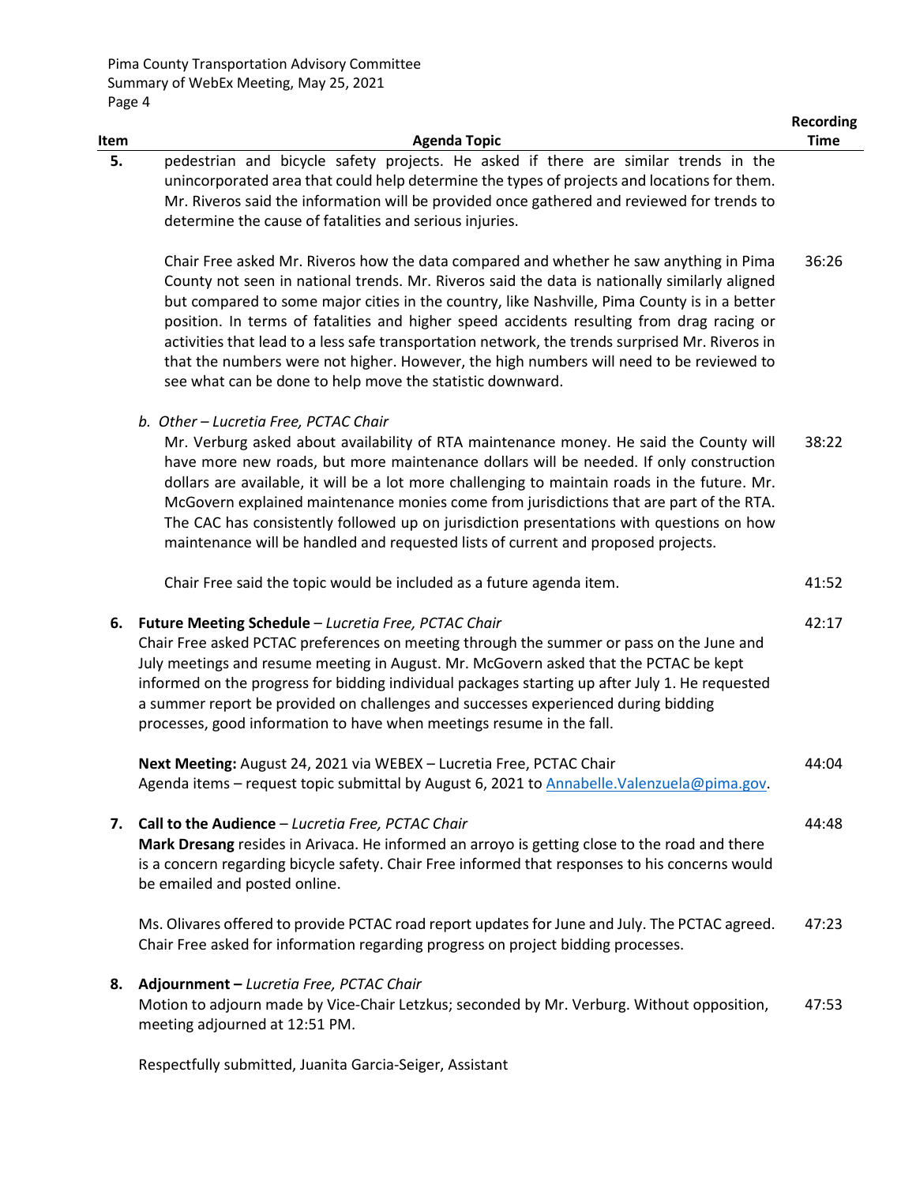| Item | Agenda Topic | Recording Time |
|---|---|---|
| 5. | pedestrian and bicycle safety projects. He asked if there are similar trends in the unincorporated area that could help determine the types of projects and locations for them. Mr. Riveros said the information will be provided once gathered and reviewed for trends to determine the cause of fatalities and serious injuries. | |
| | Chair Free asked Mr. Riveros how the data compared and whether he saw anything in Pima County not seen in national trends. Mr. Riveros said the data is nationally similarly aligned but compared to some major cities in the country, like Nashville, Pima County is in a better position. In terms of fatalities and higher speed accidents resulting from drag racing or activities that lead to a less safe transportation network, the trends surprised Mr. Riveros in that the numbers were not higher. However, the high numbers will need to be reviewed to see what can be done to help move the statistic downward. | 36:26 |
| | *b. Other – Lucretia Free, PCTAC Chair* Mr. Verburg asked about availability of RTA maintenance money. He said the County will have more new roads, but more maintenance dollars will be needed. If only construction dollars are available, it will be a lot more challenging to maintain roads in the future. Mr. McGovern explained maintenance monies come from jurisdictions that are part of the RTA. The CAC has consistently followed up on jurisdiction presentations with questions on how maintenance will be handled and requested lists of current and proposed projects. | 38:22 |
| | Chair Free said the topic would be included as a future agenda item. | 41:52 |
| 6. | **Future Meeting Schedule** – *Lucretia Free, PCTAC Chair* Chair Free asked PCTAC preferences on meeting through the summer or pass on the June and July meetings and resume meeting in August. Mr. McGovern asked that the PCTAC be kept informed on the progress for bidding individual packages starting up after July 1. He requested a summer report be provided on challenges and successes experienced during bidding processes, good information to have when meetings resume in the fall. | 42:17 |
| | **Next Meeting:** August 24, 2021 via WEBEX – Lucretia Free, PCTAC Chair Agenda items – request topic submittal by August 6, 2021 to Annabelle.Valenzuela@pima.gov. | 44:04 |
| 7. | **Call to the Audience** – *Lucretia Free, PCTAC Chair* **Mark Dresang** resides in Arivaca. He informed an arroyo is getting close to the road and there is a concern regarding bicycle safety. Chair Free informed that responses to his concerns would be emailed and posted online. | 44:48 |
| | Ms. Olivares offered to provide PCTAC road report updates for June and July. The PCTAC agreed. Chair Free asked for information regarding progress on project bidding processes. | 47:23 |
| 8. | **Adjournment –** *Lucretia Free, PCTAC Chair* Motion to adjourn made by Vice-Chair Letzkus; seconded by Mr. Verburg. Without opposition, meeting adjourned at 12:51 PM. | 47:53 |

Respectfully submitted, Juanita Garcia-Seiger, Assistant